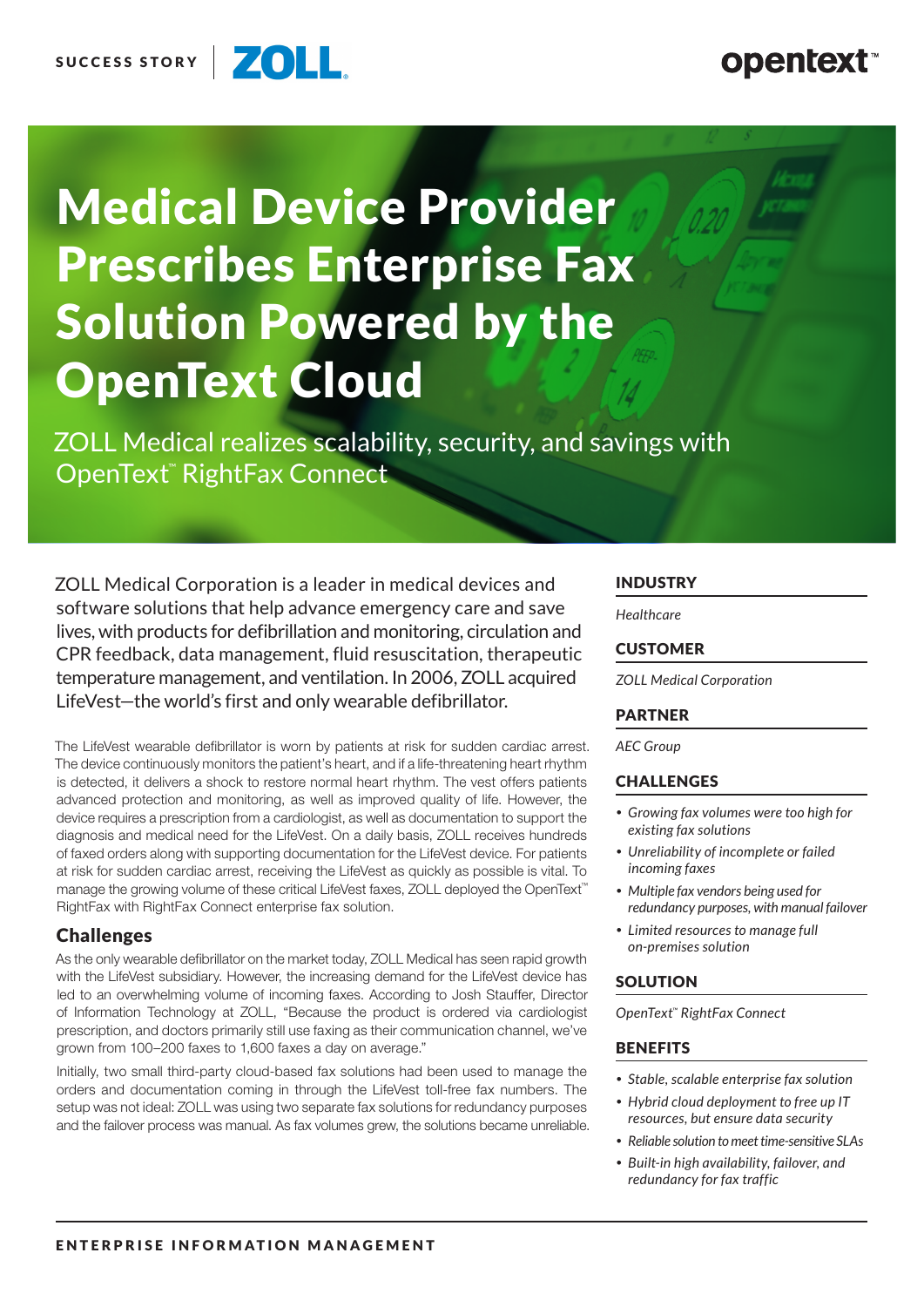SUCCESS STORY | ZOLL

opentext™

# Medical Device Provider Prescribes Enterprise Fax Solution Powered by the OpenText Cloud

ZOLL Medical realizes scalability, security, and savings with OpenText™ RightFax Connect

ZOLL Medical Corporation is a leader in medical devices and software solutions that help advance emergency care and save lives, with products for defibrillation and monitoring, circulation and CPR feedback, data management, fluid resuscitation, therapeutic temperature management, and ventilation. In 2006, ZOLL acquired LifeVest—the world's first and only wearable defibrillator.

The LifeVest wearable defibrillator is worn by patients at risk for sudden cardiac arrest. The device continuously monitors the patient's heart, and if a life-threatening heart rhythm is detected, it delivers a shock to restore normal heart rhythm. The vest offers patients advanced protection and monitoring, as well as improved quality of life. However, the device requires a prescription from a cardiologist, as well as documentation to support the diagnosis and medical need for the LifeVest. On a daily basis, ZOLL receives hundreds of faxed orders along with supporting documentation for the LifeVest device. For patients at risk for sudden cardiac arrest, receiving the LifeVest as quickly as possible is vital. To manage the growing volume of these critical LifeVest faxes, ZOLL deployed the OpenText™ RightFax with RightFax Connect enterprise fax solution.

## Challenges

As the only wearable defibrillator on the market today, ZOLL Medical has seen rapid growth with the LifeVest subsidiary. However, the increasing demand for the LifeVest device has led to an overwhelming volume of incoming faxes. According to Josh Stauffer, Director of Information Technology at ZOLL, "Because the product is ordered via cardiologist prescription, and doctors primarily still use faxing as their communication channel, we've grown from 100–200 faxes to 1,600 faxes a day on average."

Initially, two small third-party cloud-based fax solutions had been used to manage the orders and documentation coming in through the LifeVest toll-free fax numbers. The setup was not ideal: ZOLL was using two separate fax solutions for redundancy purposes and the failover process was manual. As fax volumes grew, the solutions became unreliable.

### INDUSTRY

*Healthcare*

### CUSTOMER

*ZOLL Medical Corporation*

### PARTNER

*AEC Group*

### CHALLENGES

- *Growing fax volumes were too high for existing fax solutions*
- *Unreliability of incomplete or failed incoming faxes*
- *Multiple fax vendors being used for redundancy purposes, with manual failover*
- *Limited resources to manage full on-premises solution*

### SOLUTION

*OpenText™ RightFax Connect*

### BENEFITS

- *Stable, scalable enterprise fax solution*
- *Hybrid cloud deployment to free up IT resources, but ensure data security*
- *Reliable solution to meet time-sensitive SLAs*
- *Built-in high availability, failover, and redundancy for fax traffic*

ENTERPRISE INFORMATION MANAGEMENT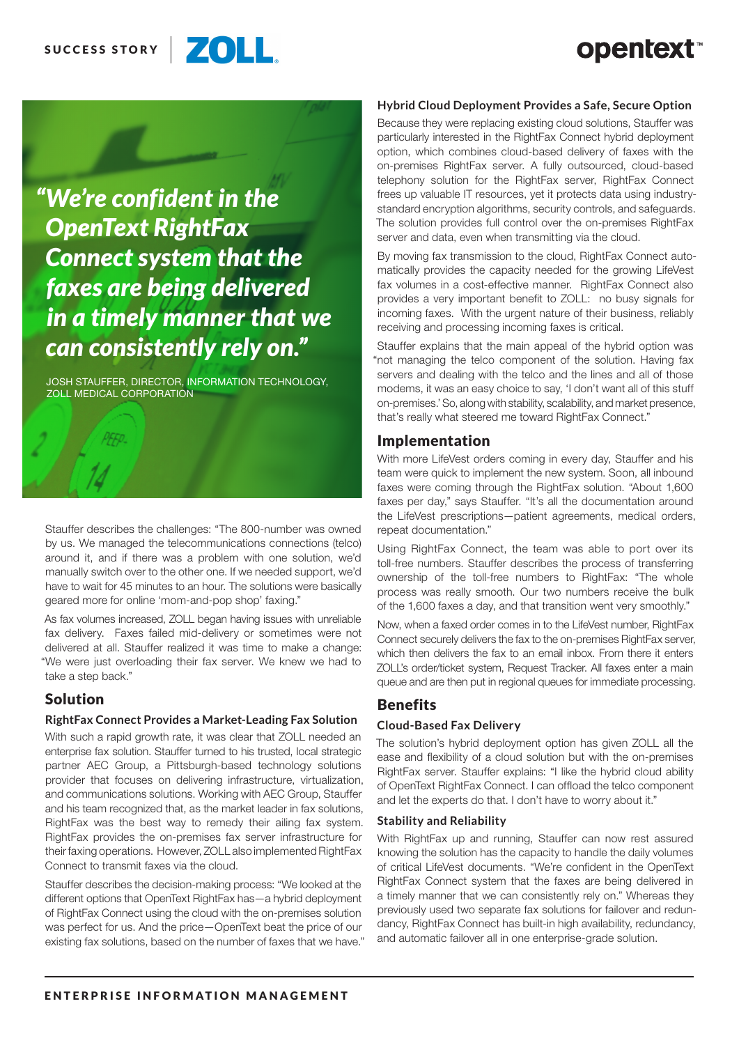> *"We're confident in the OpenText RightFax Connect system that the faxes are being delivered in a timely manner that we can consistently rely on."*
>
> JOSH STAUFFER, DIRECTOR, INFORMATION TECHNOLOGY, ZOLL MEDICAL CORPORATION

Stauffer describes the challenges: "The 800-number was owned by us. We managed the telecommunications connections (telco) around it, and if there was a problem with one solution, we'd manually switch over to the other one. If we needed support, we'd have to wait for 45 minutes to an hour. The solutions were basically geared more for online 'mom-and-pop shop' faxing."

As fax volumes increased, ZOLL began having issues with unreliable fax delivery. Faxes failed mid-delivery or sometimes were not delivered at all. Stauffer realized it was time to make a change: "We were just overloading their fax server. We knew we had to take a step back."

## Solution

### RightFax Connect Provides a Market-Leading Fax Solution

With such a rapid growth rate, it was clear that ZOLL needed an enterprise fax solution. Stauffer turned to his trusted, local strategic partner AEC Group, a Pittsburgh-based technology solutions provider that focuses on delivering infrastructure, virtualization, and communications solutions. Working with AEC Group, Stauffer and his team recognized that, as the market leader in fax solutions, RightFax was the best way to remedy their ailing fax system. RightFax provides the on-premises fax server infrastructure for their faxing operations. However, ZOLL also implemented RightFax Connect to transmit faxes via the cloud.

Stauffer describes the decision-making process: "We looked at the different options that OpenText RightFax has—a hybrid deployment of RightFax Connect using the cloud with the on-premises solution was perfect for us. And the price—OpenText beat the price of our existing fax solutions, based on the number of faxes that we have."

### Hybrid Cloud Deployment Provides a Safe, Secure Option

Because they were replacing existing cloud solutions, Stauffer was particularly interested in the RightFax Connect hybrid deployment option, which combines cloud-based delivery of faxes with the on-premises RightFax server. A fully outsourced, cloud-based telephony solution for the RightFax server, RightFax Connect frees up valuable IT resources, yet it protects data using industry-standard encryption algorithms, security controls, and safeguards. The solution provides full control over the on-premises RightFax server and data, even when transmitting via the cloud.

By moving fax transmission to the cloud, RightFax Connect automatically provides the capacity needed for the growing LifeVest fax volumes in a cost-effective manner. RightFax Connect also provides a very important benefit to ZOLL: no busy signals for incoming faxes. With the urgent nature of their business, reliably receiving and processing incoming faxes is critical.

Stauffer explains that the main appeal of the hybrid option was "not managing the telco component of the solution. Having fax servers and dealing with the telco and the lines and all of those modems, it was an easy choice to say, 'I don't want all of this stuff on-premises.' So, along with stability, scalability, and market presence, that's really what steered me toward RightFax Connect."

## Implementation

With more LifeVest orders coming in every day, Stauffer and his team were quick to implement the new system. Soon, all inbound faxes were coming through the RightFax solution. "About 1,600 faxes per day," says Stauffer. "It's all the documentation around the LifeVest prescriptions—patient agreements, medical orders, repeat documentation."

Using RightFax Connect, the team was able to port over its toll-free numbers. Stauffer describes the process of transferring ownership of the toll-free numbers to RightFax: "The whole process was really smooth. Our two numbers receive the bulk of the 1,600 faxes a day, and that transition went very smoothly."

Now, when a faxed order comes in to the LifeVest number, RightFax Connect securely delivers the fax to the on-premises RightFax server, which then delivers the fax to an email inbox. From there it enters ZOLL's order/ticket system, Request Tracker. All faxes enter a main queue and are then put in regional queues for immediate processing.

## Benefits

### Cloud-Based Fax Delivery

The solution's hybrid deployment option has given ZOLL all the ease and flexibility of a cloud solution but with the on-premises RightFax server. Stauffer explains: "I like the hybrid cloud ability of OpenText RightFax Connect. I can offload the telco component and let the experts do that. I don't have to worry about it."

### Stability and Reliability

With RightFax up and running, Stauffer can now rest assured knowing the solution has the capacity to handle the daily volumes of critical LifeVest documents. "We're confident in the OpenText RightFax Connect system that the faxes are being delivered in a timely manner that we can consistently rely on." Whereas they previously used two separate fax solutions for failover and redundancy, RightFax Connect has built-in high availability, redundancy, and automatic failover all in one enterprise-grade solution.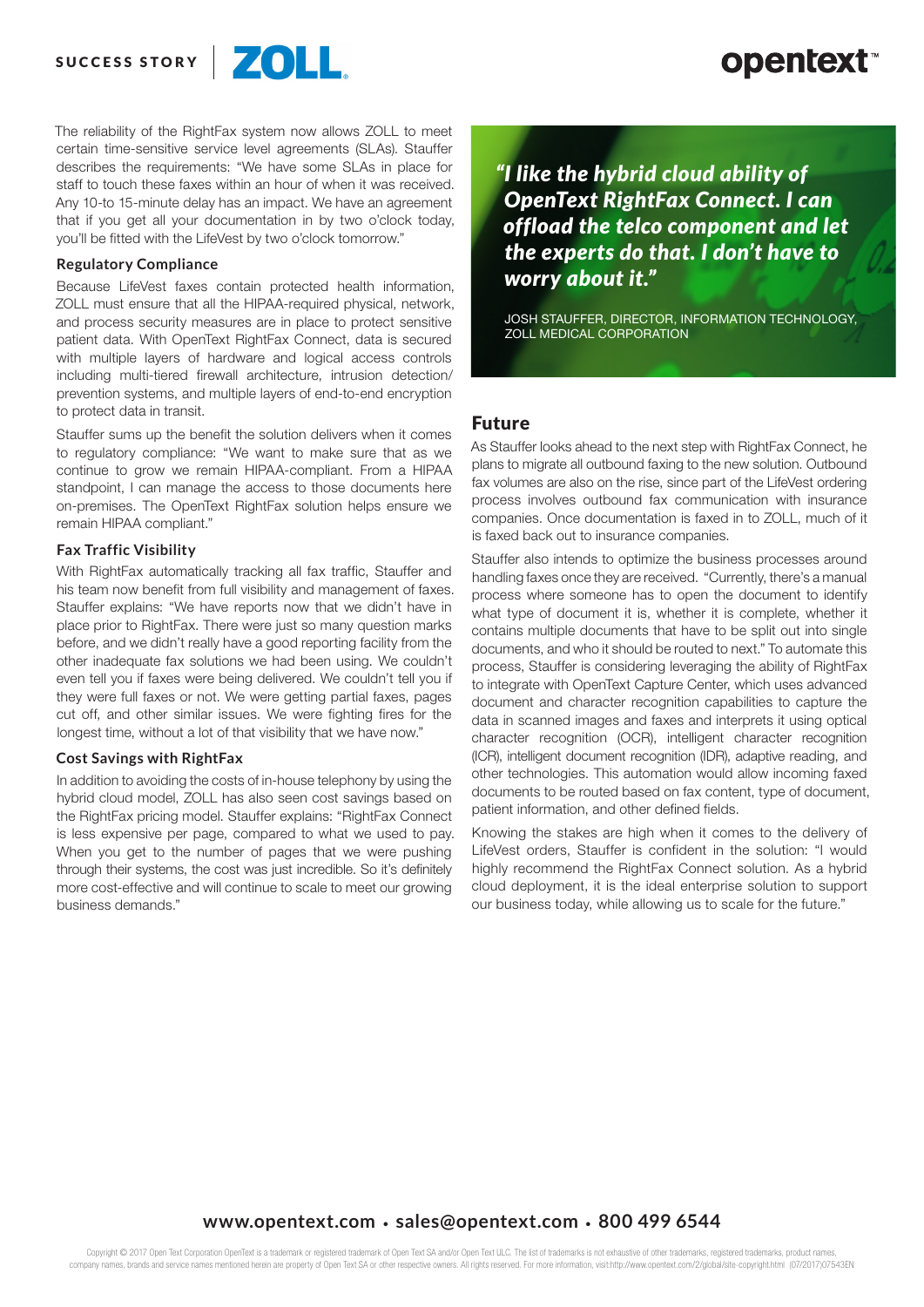The reliability of the RightFax system now allows ZOLL to meet certain time-sensitive service level agreements (SLAs). Stauffer describes the requirements: "We have some SLAs in place for staff to touch these faxes within an hour of when it was received. Any 10-to 15-minute delay has an impact. We have an agreement that if you get all your documentation in by two o'clock today, you'll be fitted with the LifeVest by two o'clock tomorrow."

### Regulatory Compliance

Because LifeVest faxes contain protected health information, ZOLL must ensure that all the HIPAA-required physical, network, and process security measures are in place to protect sensitive patient data. With OpenText RightFax Connect, data is secured with multiple layers of hardware and logical access controls including multi-tiered firewall architecture, intrusion detection/prevention systems, and multiple layers of end-to-end encryption to protect data in transit.

Stauffer sums up the benefit the solution delivers when it comes to regulatory compliance: "We want to make sure that as we continue to grow we remain HIPAA-compliant. From a HIPAA standpoint, I can manage the access to those documents here on-premises. The OpenText RightFax solution helps ensure we remain HIPAA compliant."

### Fax Traffic Visibility

With RightFax automatically tracking all fax traffic, Stauffer and his team now benefit from full visibility and management of faxes. Stauffer explains: "We have reports now that we didn't have in place prior to RightFax. There were just so many question marks before, and we didn't really have a good reporting facility from the other inadequate fax solutions we had been using. We couldn't even tell you if faxes were being delivered. We couldn't tell you if they were full faxes or not. We were getting partial faxes, pages cut off, and other similar issues. We were fighting fires for the longest time, without a lot of that visibility that we have now."

### Cost Savings with RightFax

In addition to avoiding the costs of in-house telephony by using the hybrid cloud model, ZOLL has also seen cost savings based on the RightFax pricing model. Stauffer explains: "RightFax Connect is less expensive per page, compared to what we used to pay. When you get to the number of pages that we were pushing through their systems, the cost was just incredible. So it's definitely more cost-effective and will continue to scale to meet our growing business demands."

> ***"I like the hybrid cloud ability of OpenText RightFax Connect. I can offload the telco component and let the experts do that. I don't have to worry about it."***
>
> JOSH STAUFFER, DIRECTOR, INFORMATION TECHNOLOGY, ZOLL MEDICAL CORPORATION

## Future

As Stauffer looks ahead to the next step with RightFax Connect, he plans to migrate all outbound faxing to the new solution. Outbound fax volumes are also on the rise, since part of the LifeVest ordering process involves outbound fax communication with insurance companies. Once documentation is faxed in to ZOLL, much of it is faxed back out to insurance companies.

Stauffer also intends to optimize the business processes around handling faxes once they are received. "Currently, there's a manual process where someone has to open the document to identify what type of document it is, whether it is complete, whether it contains multiple documents that have to be split out into single documents, and who it should be routed to next." To automate this process, Stauffer is considering leveraging the ability of RightFax to integrate with OpenText Capture Center, which uses advanced document and character recognition capabilities to capture the data in scanned images and faxes and interprets it using optical character recognition (OCR), intelligent character recognition (ICR), intelligent document recognition (IDR), adaptive reading, and other technologies. This automation would allow incoming faxed documents to be routed based on fax content, type of document, patient information, and other defined fields.

Knowing the stakes are high when it comes to the delivery of LifeVest orders, Stauffer is confident in the solution: "I would highly recommend the RightFax Connect solution. As a hybrid cloud deployment, it is the ideal enterprise solution to support our business today, while allowing us to scale for the future."

**www.opentext.com • sales@opentext.com • 800 499 6544**

Copyright © 2017 Open Text Corporation OpenText is a trademark or registered trademark of Open Text SA and/or Open Text ULC. The list of trademarks is not exhaustive of other trademarks, registered trademarks, product names, company names, brands and service names mentioned herein are property of Open Text SA or other respective owners. All rights reserved. For more information, visit:http://www.opentext.com/2/global/site-copyright.html (07/2017)07543EN